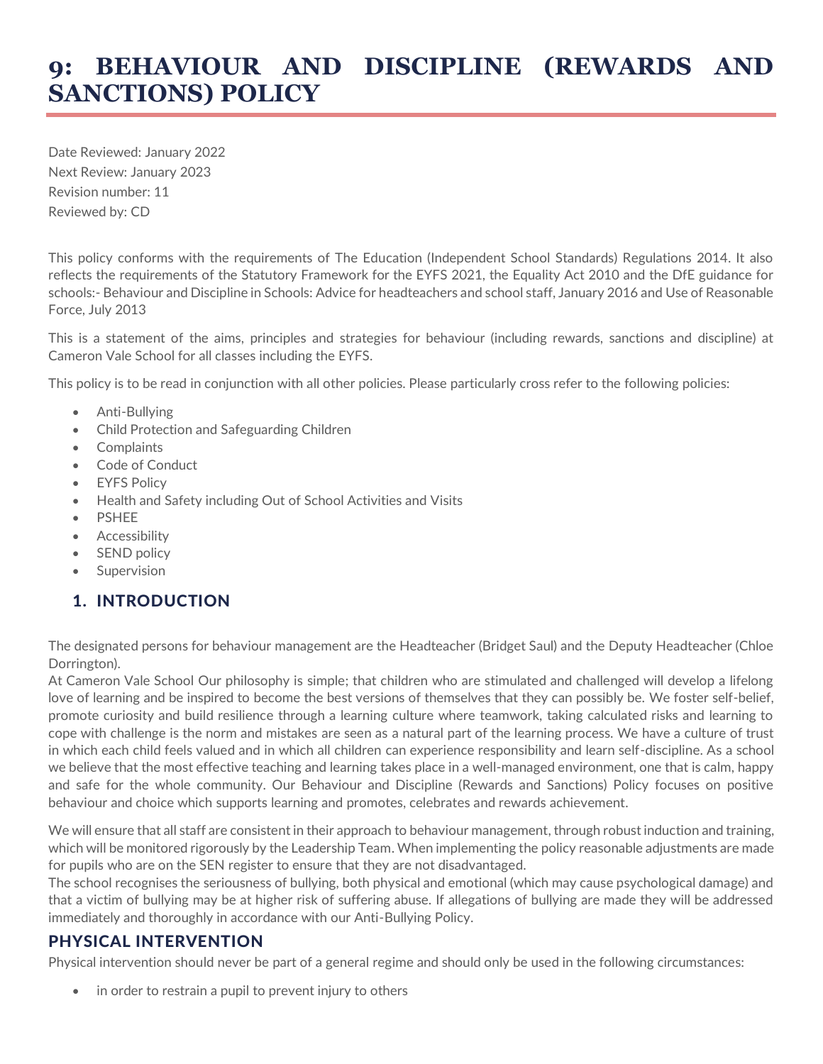# 9: BEHAVIOUR AND DISCIPLINE (REWARDS AND SANCTIONS) POLICY

Date Reviewed: January 2022
Next Review: January 2023
Revision number: 11
Reviewed by: CD

This policy conforms with the requirements of The Education (Independent School Standards) Regulations 2014. It also reflects the requirements of the Statutory Framework for the EYFS 2021, the Equality Act 2010 and the DfE guidance for schools:- Behaviour and Discipline in Schools: Advice for headteachers and school staff, January 2016 and Use of Reasonable Force, July 2013

This is a statement of the aims, principles and strategies for behaviour (including rewards, sanctions and discipline) at Cameron Vale School for all classes including the EYFS.

This policy is to be read in conjunction with all other policies. Please particularly cross refer to the following policies:

- Anti-Bullying
- Child Protection and Safeguarding Children
- Complaints
- Code of Conduct
- EYFS Policy
- Health and Safety including Out of School Activities and Visits
- PSHEE
- Accessibility
- SEND policy
- Supervision

## 1. INTRODUCTION

The designated persons for behaviour management are the Headteacher (Bridget Saul) and the Deputy Headteacher (Chloe Dorrington).
At Cameron Vale School Our philosophy is simple; that children who are stimulated and challenged will develop a lifelong love of learning and be inspired to become the best versions of themselves that they can possibly be. We foster self-belief, promote curiosity and build resilience through a learning culture where teamwork, taking calculated risks and learning to cope with challenge is the norm and mistakes are seen as a natural part of the learning process. We have a culture of trust in which each child feels valued and in which all children can experience responsibility and learn self-discipline. As a school we believe that the most effective teaching and learning takes place in a well-managed environment, one that is calm, happy and safe for the whole community. Our Behaviour and Discipline (Rewards and Sanctions) Policy focuses on positive behaviour and choice which supports learning and promotes, celebrates and rewards achievement.

We will ensure that all staff are consistent in their approach to behaviour management, through robust induction and training, which will be monitored rigorously by the Leadership Team. When implementing the policy reasonable adjustments are made for pupils who are on the SEN register to ensure that they are not disadvantaged.
The school recognises the seriousness of bullying, both physical and emotional (which may cause psychological damage) and that a victim of bullying may be at higher risk of suffering abuse. If allegations of bullying are made they will be addressed immediately and thoroughly in accordance with our Anti-Bullying Policy.

## PHYSICAL INTERVENTION

Physical intervention should never be part of a general regime and should only be used in the following circumstances:

- in order to restrain a pupil to prevent injury to others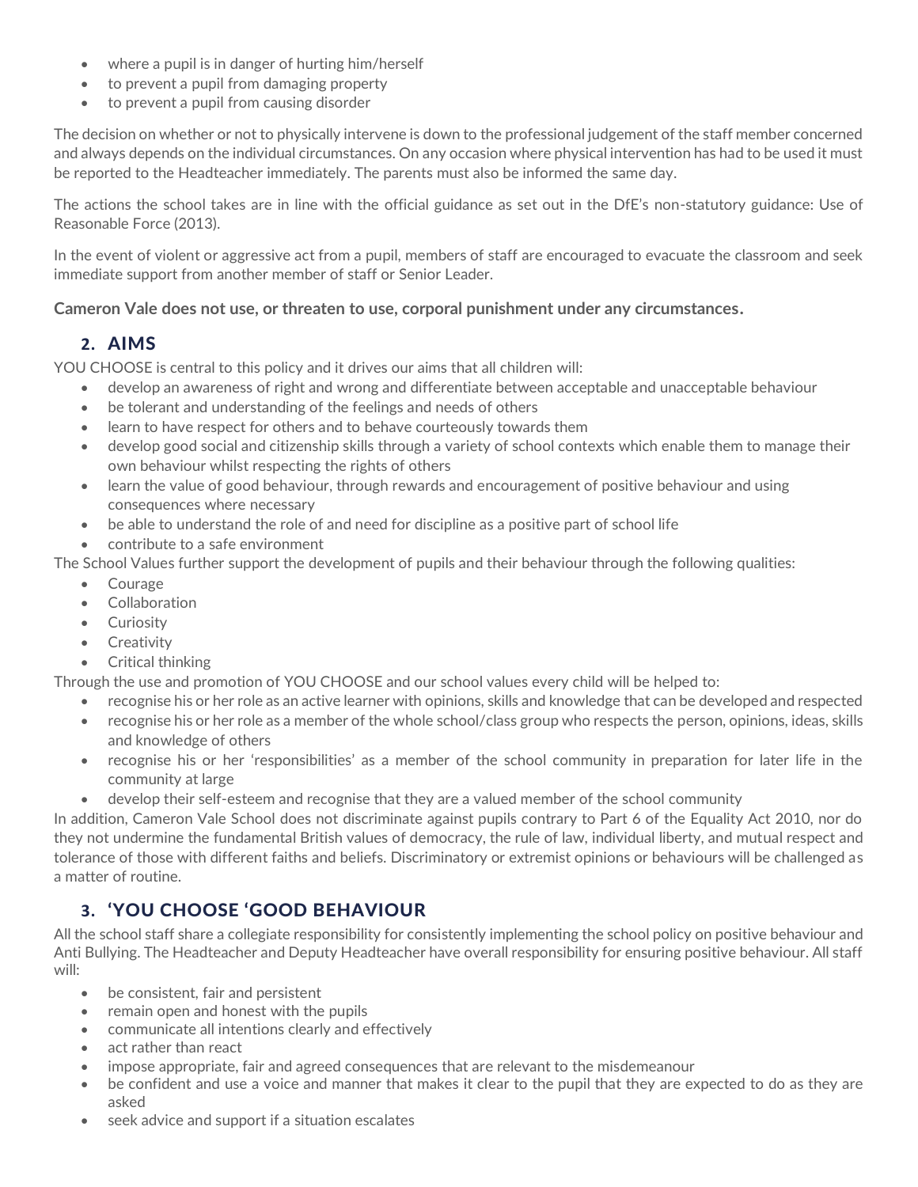- where a pupil is in danger of hurting him/herself
- to prevent a pupil from damaging property
- to prevent a pupil from causing disorder

The decision on whether or not to physically intervene is down to the professional judgement of the staff member concerned and always depends on the individual circumstances. On any occasion where physical intervention has had to be used it must be reported to the Headteacher immediately. The parents must also be informed the same day.

The actions the school takes are in line with the official guidance as set out in the DfE's non-statutory guidance: Use of Reasonable Force (2013).

In the event of violent or aggressive act from a pupil, members of staff are encouraged to evacuate the classroom and seek immediate support from another member of staff or Senior Leader.

**Cameron Vale does not use, or threaten to use, corporal punishment under any circumstances.**

## 2. AIMS

YOU CHOOSE is central to this policy and it drives our aims that all children will:

- develop an awareness of right and wrong and differentiate between acceptable and unacceptable behaviour
- be tolerant and understanding of the feelings and needs of others
- learn to have respect for others and to behave courteously towards them
- develop good social and citizenship skills through a variety of school contexts which enable them to manage their own behaviour whilst respecting the rights of others
- learn the value of good behaviour, through rewards and encouragement of positive behaviour and using consequences where necessary
- be able to understand the role of and need for discipline as a positive part of school life
- contribute to a safe environment

The School Values further support the development of pupils and their behaviour through the following qualities:

- Courage
- Collaboration
- Curiosity
- Creativity
- Critical thinking

Through the use and promotion of YOU CHOOSE and our school values every child will be helped to:

- recognise his or her role as an active learner with opinions, skills and knowledge that can be developed and respected
- recognise his or her role as a member of the whole school/class group who respects the person, opinions, ideas, skills and knowledge of others
- recognise his or her 'responsibilities' as a member of the school community in preparation for later life in the community at large
- develop their self-esteem and recognise that they are a valued member of the school community

In addition, Cameron Vale School does not discriminate against pupils contrary to Part 6 of the Equality Act 2010, nor do they not undermine the fundamental British values of democracy, the rule of law, individual liberty, and mutual respect and tolerance of those with different faiths and beliefs. Discriminatory or extremist opinions or behaviours will be challenged as a matter of routine.

## 3. 'YOU CHOOSE 'GOOD BEHAVIOUR

All the school staff share a collegiate responsibility for consistently implementing the school policy on positive behaviour and Anti Bullying. The Headteacher and Deputy Headteacher have overall responsibility for ensuring positive behaviour. All staff will:

- be consistent, fair and persistent
- remain open and honest with the pupils
- communicate all intentions clearly and effectively
- act rather than react
- impose appropriate, fair and agreed consequences that are relevant to the misdemeanour
- be confident and use a voice and manner that makes it clear to the pupil that they are expected to do as they are asked
- seek advice and support if a situation escalates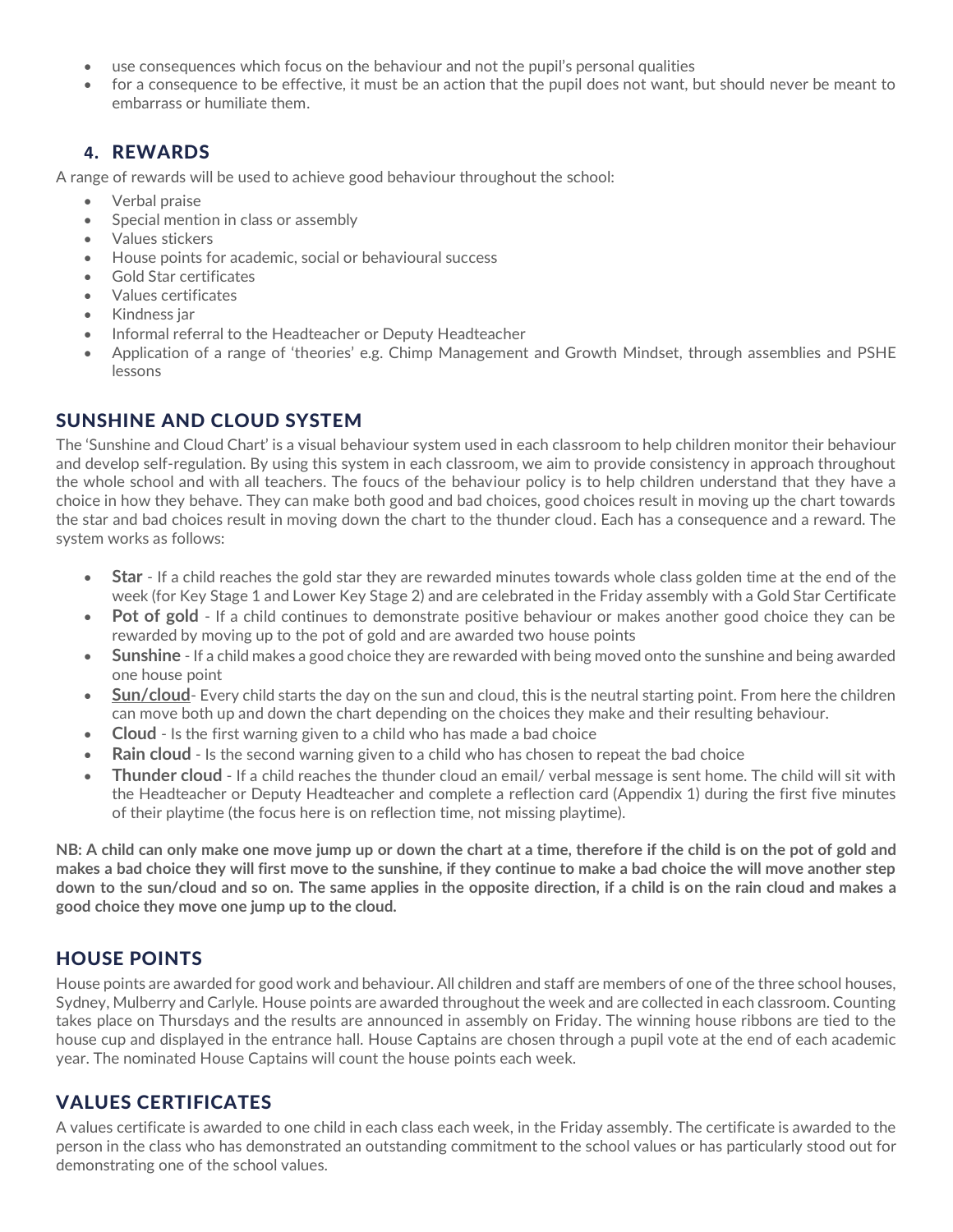- use consequences which focus on the behaviour and not the pupil's personal qualities
- for a consequence to be effective, it must be an action that the pupil does not want, but should never be meant to embarrass or humiliate them.

## 4. REWARDS

A range of rewards will be used to achieve good behaviour throughout the school:

- Verbal praise
- Special mention in class or assembly
- Values stickers
- House points for academic, social or behavioural success
- Gold Star certificates
- Values certificates
- Kindness jar
- Informal referral to the Headteacher or Deputy Headteacher
- Application of a range of 'theories' e.g. Chimp Management and Growth Mindset, through assemblies and PSHE lessons

## SUNSHINE AND CLOUD SYSTEM

The 'Sunshine and Cloud Chart' is a visual behaviour system used in each classroom to help children monitor their behaviour and develop self-regulation. By using this system in each classroom, we aim to provide consistency in approach throughout the whole school and with all teachers. The foucs of the behaviour policy is to help children understand that they have a choice in how they behave. They can make both good and bad choices, good choices result in moving up the chart towards the star and bad choices result in moving down the chart to the thunder cloud. Each has a consequence and a reward. The system works as follows:

- **Star** - If a child reaches the gold star they are rewarded minutes towards whole class golden time at the end of the week (for Key Stage 1 and Lower Key Stage 2) and are celebrated in the Friday assembly with a Gold Star Certificate
- **Pot of gold** - If a child continues to demonstrate positive behaviour or makes another good choice they can be rewarded by moving up to the pot of gold and are awarded two house points
- **Sunshine** - If a child makes a good choice they are rewarded with being moved onto the sunshine and being awarded one house point
- **Sun/cloud**- Every child starts the day on the sun and cloud, this is the neutral starting point. From here the children can move both up and down the chart depending on the choices they make and their resulting behaviour.
- **Cloud** - Is the first warning given to a child who has made a bad choice
- **Rain cloud** - Is the second warning given to a child who has chosen to repeat the bad choice
- **Thunder cloud** - If a child reaches the thunder cloud an email/ verbal message is sent home. The child will sit with the Headteacher or Deputy Headteacher and complete a reflection card (Appendix 1) during the first five minutes of their playtime (the focus here is on reflection time, not missing playtime).

**NB: A child can only make one move jump up or down the chart at a time, therefore if the child is on the pot of gold and makes a bad choice they will first move to the sunshine, if they continue to make a bad choice the will move another step down to the sun/cloud and so on. The same applies in the opposite direction, if a child is on the rain cloud and makes a good choice they move one jump up to the cloud.**

## HOUSE POINTS

House points are awarded for good work and behaviour. All children and staff are members of one of the three school houses, Sydney, Mulberry and Carlyle. House points are awarded throughout the week and are collected in each classroom. Counting takes place on Thursdays and the results are announced in assembly on Friday. The winning house ribbons are tied to the house cup and displayed in the entrance hall. House Captains are chosen through a pupil vote at the end of each academic year. The nominated House Captains will count the house points each week.

## VALUES CERTIFICATES

A values certificate is awarded to one child in each class each week, in the Friday assembly. The certificate is awarded to the person in the class who has demonstrated an outstanding commitment to the school values or has particularly stood out for demonstrating one of the school values.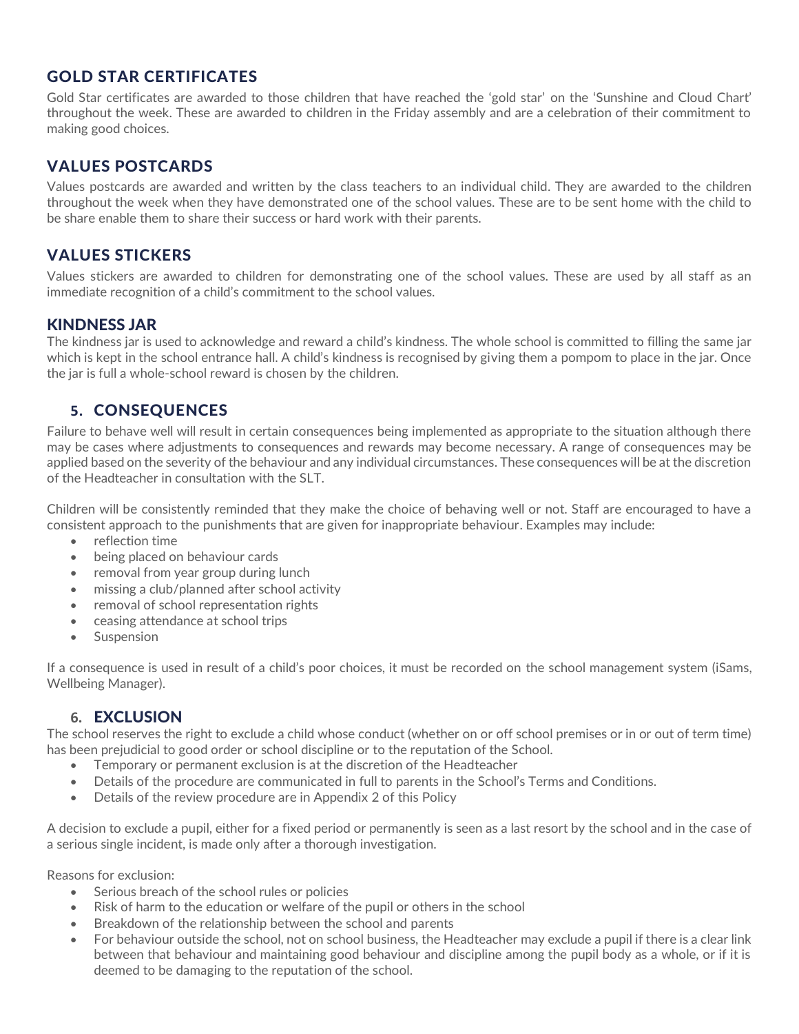## GOLD STAR CERTIFICATES

Gold Star certificates are awarded to those children that have reached the 'gold star' on the 'Sunshine and Cloud Chart' throughout the week. These are awarded to children in the Friday assembly and are a celebration of their commitment to making good choices.

## VALUES POSTCARDS

Values postcards are awarded and written by the class teachers to an individual child. They are awarded to the children throughout the week when they have demonstrated one of the school values. These are to be sent home with the child to be share enable them to share their success or hard work with their parents.

## VALUES STICKERS

Values stickers are awarded to children for demonstrating one of the school values. These are used by all staff as an immediate recognition of a child's commitment to the school values.

## KINDNESS JAR

The kindness jar is used to acknowledge and reward a child's kindness. The whole school is committed to filling the same jar which is kept in the school entrance hall. A child's kindness is recognised by giving them a pompom to place in the jar. Once the jar is full a whole-school reward is chosen by the children.

## 5. CONSEQUENCES

Failure to behave well will result in certain consequences being implemented as appropriate to the situation although there may be cases where adjustments to consequences and rewards may become necessary. A range of consequences may be applied based on the severity of the behaviour and any individual circumstances. These consequences will be at the discretion of the Headteacher in consultation with the SLT.

Children will be consistently reminded that they make the choice of behaving well or not. Staff are encouraged to have a consistent approach to the punishments that are given for inappropriate behaviour. Examples may include:

- reflection time
- being placed on behaviour cards
- removal from year group during lunch
- missing a club/planned after school activity
- removal of school representation rights
- ceasing attendance at school trips
- Suspension

If a consequence is used in result of a child's poor choices, it must be recorded on the school management system (iSams, Wellbeing Manager).

## 6. EXCLUSION

The school reserves the right to exclude a child whose conduct (whether on or off school premises or in or out of term time) has been prejudicial to good order or school discipline or to the reputation of the School.

- Temporary or permanent exclusion is at the discretion of the Headteacher
- Details of the procedure are communicated in full to parents in the School's Terms and Conditions.
- Details of the review procedure are in Appendix 2 of this Policy

A decision to exclude a pupil, either for a fixed period or permanently is seen as a last resort by the school and in the case of a serious single incident, is made only after a thorough investigation.

Reasons for exclusion:

- Serious breach of the school rules or policies
- Risk of harm to the education or welfare of the pupil or others in the school
- Breakdown of the relationship between the school and parents
- For behaviour outside the school, not on school business, the Headteacher may exclude a pupil if there is a clear link between that behaviour and maintaining good behaviour and discipline among the pupil body as a whole, or if it is deemed to be damaging to the reputation of the school.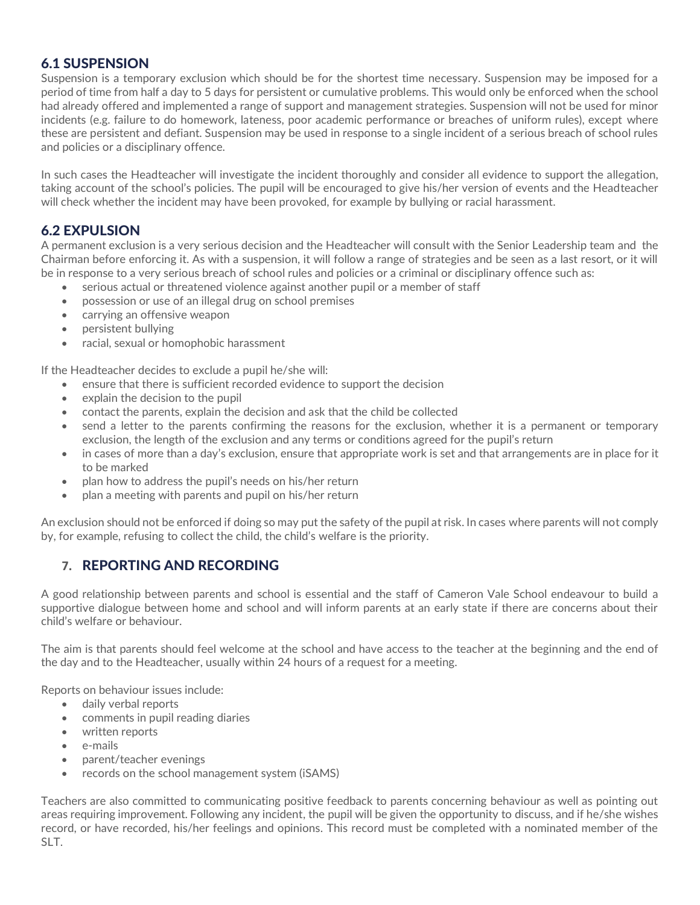### 6.1 SUSPENSION

Suspension is a temporary exclusion which should be for the shortest time necessary. Suspension may be imposed for a period of time from half a day to 5 days for persistent or cumulative problems. This would only be enforced when the school had already offered and implemented a range of support and management strategies. Suspension will not be used for minor incidents (e.g. failure to do homework, lateness, poor academic performance or breaches of uniform rules), except where these are persistent and defiant. Suspension may be used in response to a single incident of a serious breach of school rules and policies or a disciplinary offence.

In such cases the Headteacher will investigate the incident thoroughly and consider all evidence to support the allegation, taking account of the school's policies. The pupil will be encouraged to give his/her version of events and the Headteacher will check whether the incident may have been provoked, for example by bullying or racial harassment.

### 6.2 EXPULSION

A permanent exclusion is a very serious decision and the Headteacher will consult with the Senior Leadership team and the Chairman before enforcing it. As with a suspension, it will follow a range of strategies and be seen as a last resort, or it will be in response to a very serious breach of school rules and policies or a criminal or disciplinary offence such as:

- serious actual or threatened violence against another pupil or a member of staff
- possession or use of an illegal drug on school premises
- carrying an offensive weapon
- persistent bullying
- racial, sexual or homophobic harassment

If the Headteacher decides to exclude a pupil he/she will:

- ensure that there is sufficient recorded evidence to support the decision
- explain the decision to the pupil
- contact the parents, explain the decision and ask that the child be collected
- send a letter to the parents confirming the reasons for the exclusion, whether it is a permanent or temporary exclusion, the length of the exclusion and any terms or conditions agreed for the pupil's return
- in cases of more than a day's exclusion, ensure that appropriate work is set and that arrangements are in place for it to be marked
- plan how to address the pupil's needs on his/her return
- plan a meeting with parents and pupil on his/her return

An exclusion should not be enforced if doing so may put the safety of the pupil at risk. In cases where parents will not comply by, for example, refusing to collect the child, the child's welfare is the priority.

## 7. REPORTING AND RECORDING

A good relationship between parents and school is essential and the staff of Cameron Vale School endeavour to build a supportive dialogue between home and school and will inform parents at an early state if there are concerns about their child's welfare or behaviour.

The aim is that parents should feel welcome at the school and have access to the teacher at the beginning and the end of the day and to the Headteacher, usually within 24 hours of a request for a meeting.

Reports on behaviour issues include:

- daily verbal reports
- comments in pupil reading diaries
- written reports
- e-mails
- parent/teacher evenings
- records on the school management system (iSAMS)

Teachers are also committed to communicating positive feedback to parents concerning behaviour as well as pointing out areas requiring improvement. Following any incident, the pupil will be given the opportunity to discuss, and if he/she wishes record, or have recorded, his/her feelings and opinions. This record must be completed with a nominated member of the SLT.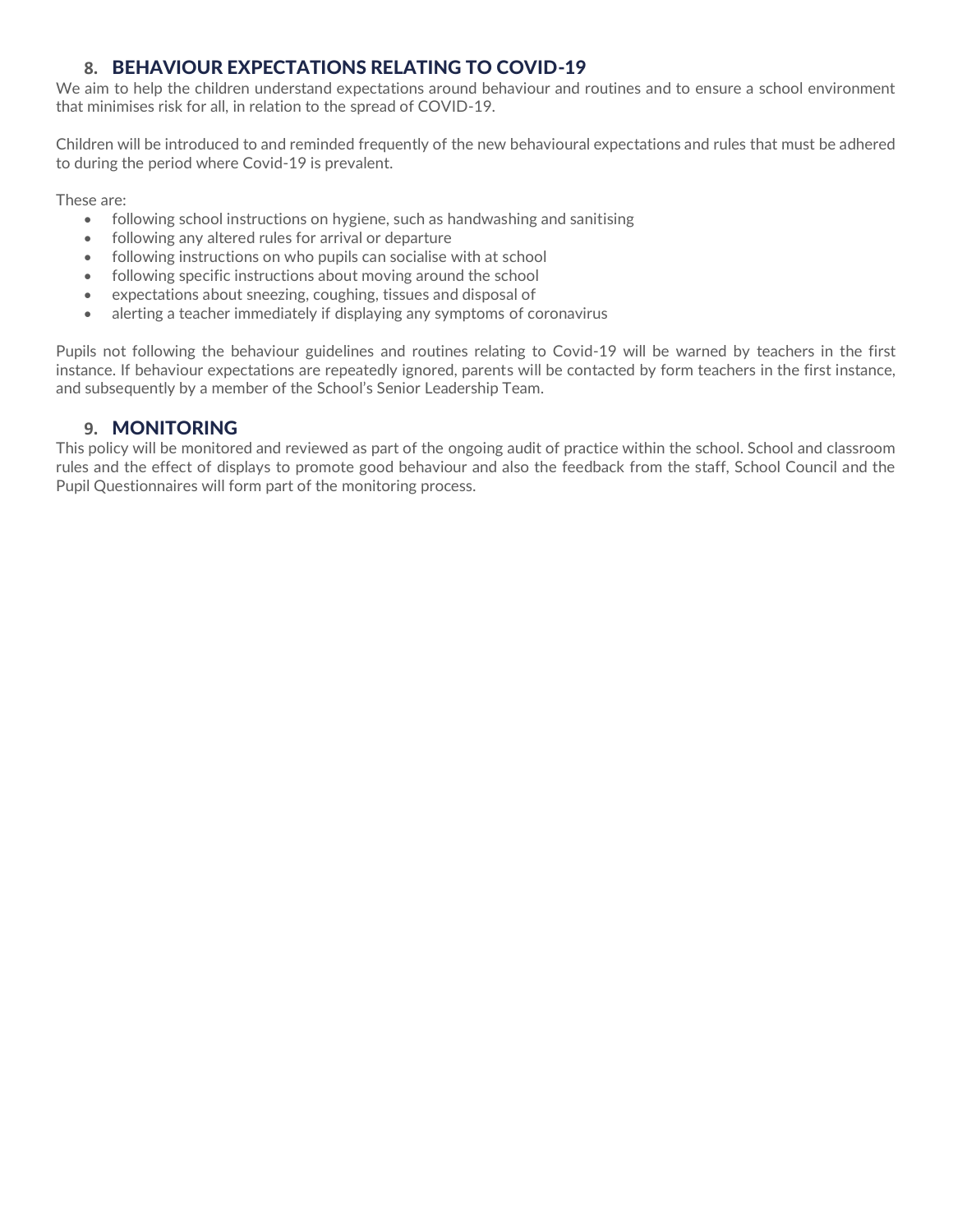## 8. BEHAVIOUR EXPECTATIONS RELATING TO COVID-19

We aim to help the children understand expectations around behaviour and routines and to ensure a school environment that minimises risk for all, in relation to the spread of COVID-19.

Children will be introduced to and reminded frequently of the new behavioural expectations and rules that must be adhered to during the period where Covid-19 is prevalent.

These are:

- following school instructions on hygiene, such as handwashing and sanitising
- following any altered rules for arrival or departure
- following instructions on who pupils can socialise with at school
- following specific instructions about moving around the school
- expectations about sneezing, coughing, tissues and disposal of
- alerting a teacher immediately if displaying any symptoms of coronavirus

Pupils not following the behaviour guidelines and routines relating to Covid-19 will be warned by teachers in the first instance. If behaviour expectations are repeatedly ignored, parents will be contacted by form teachers in the first instance, and subsequently by a member of the School's Senior Leadership Team.

## 9. MONITORING

This policy will be monitored and reviewed as part of the ongoing audit of practice within the school. School and classroom rules and the effect of displays to promote good behaviour and also the feedback from the staff, School Council and the Pupil Questionnaires will form part of the monitoring process.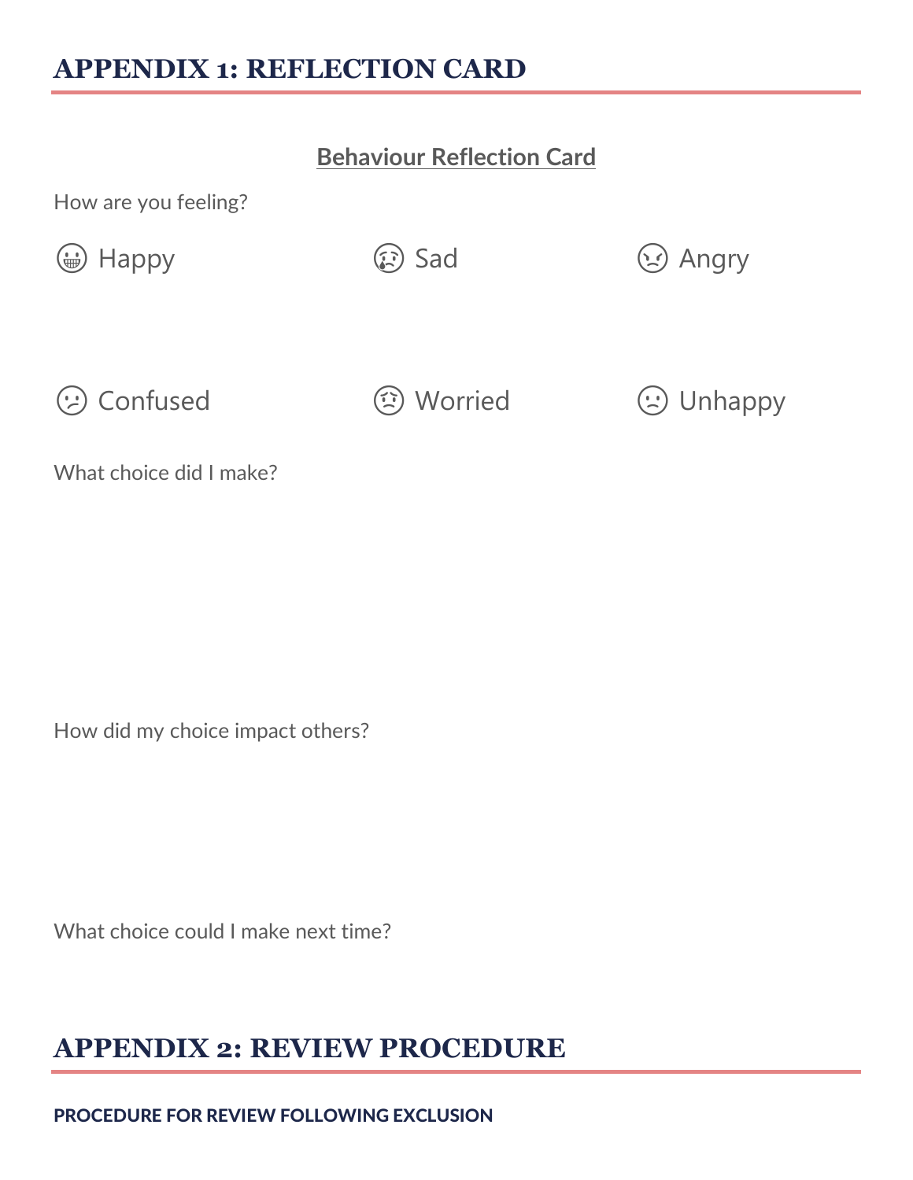## APPENDIX 1: REFLECTION CARD

**Behaviour Reflection Card**

How are you feeling?

| | | |
|---|---|---|
| 😁 Happy | 😢 Sad | 😠 Angry |
| 😕 Confused | 😟 Worried | 🙁 Unhappy |

What choice did I make?

How did my choice impact others?

What choice could I make next time?

## APPENDIX 2: REVIEW PROCEDURE

**PROCEDURE FOR REVIEW FOLLOWING EXCLUSION**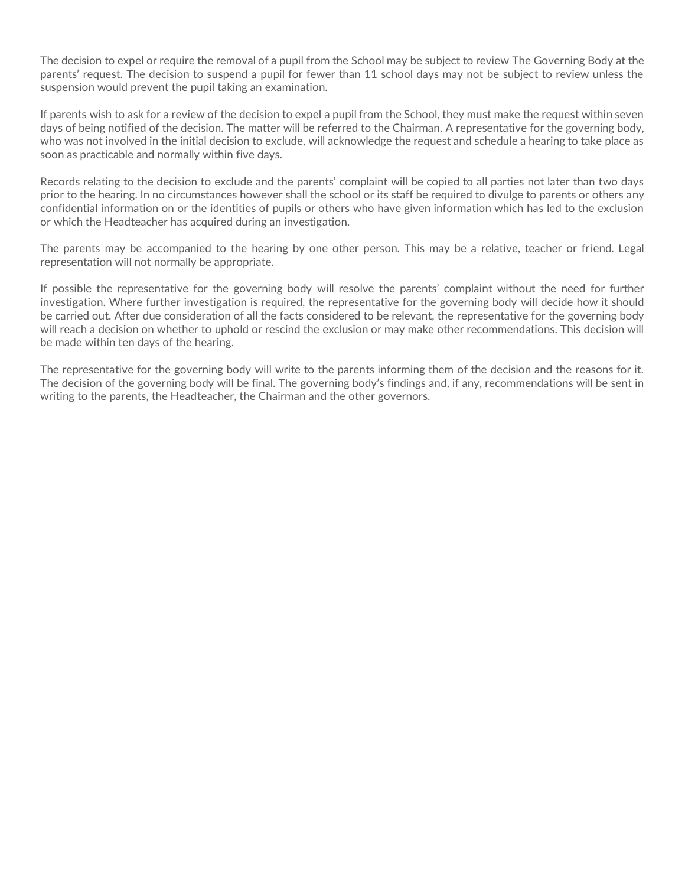The decision to expel or require the removal of a pupil from the School may be subject to review The Governing Body at the parents' request. The decision to suspend a pupil for fewer than 11 school days may not be subject to review unless the suspension would prevent the pupil taking an examination.

If parents wish to ask for a review of the decision to expel a pupil from the School, they must make the request within seven days of being notified of the decision. The matter will be referred to the Chairman. A representative for the governing body, who was not involved in the initial decision to exclude, will acknowledge the request and schedule a hearing to take place as soon as practicable and normally within five days.

Records relating to the decision to exclude and the parents' complaint will be copied to all parties not later than two days prior to the hearing. In no circumstances however shall the school or its staff be required to divulge to parents or others any confidential information on or the identities of pupils or others who have given information which has led to the exclusion or which the Headteacher has acquired during an investigation.

The parents may be accompanied to the hearing by one other person. This may be a relative, teacher or friend. Legal representation will not normally be appropriate.

If possible the representative for the governing body will resolve the parents' complaint without the need for further investigation. Where further investigation is required, the representative for the governing body will decide how it should be carried out. After due consideration of all the facts considered to be relevant, the representative for the governing body will reach a decision on whether to uphold or rescind the exclusion or may make other recommendations. This decision will be made within ten days of the hearing.

The representative for the governing body will write to the parents informing them of the decision and the reasons for it. The decision of the governing body will be final. The governing body's findings and, if any, recommendations will be sent in writing to the parents, the Headteacher, the Chairman and the other governors.